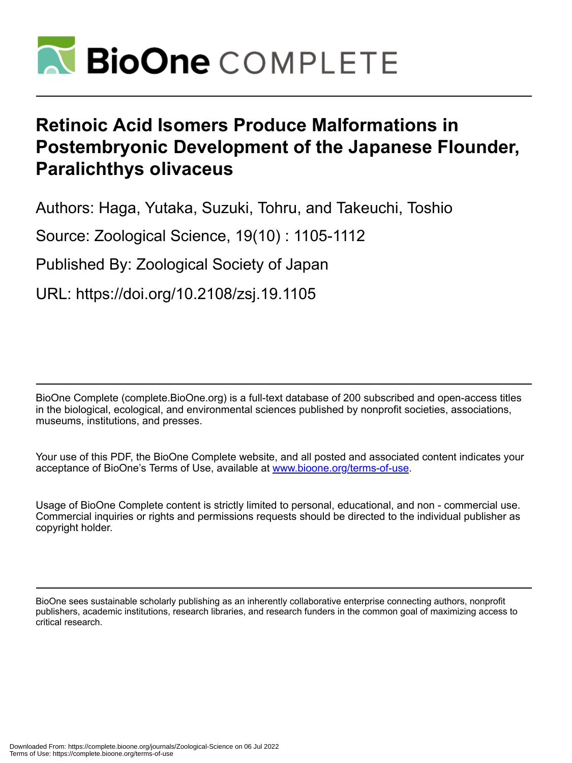# Retinoic Acid Isomers Produce Malformations in Postembryonic Development of the Japanese Flounder, Paralichthys olivaceus

Authors: Haga, Yutaka, Suzuki, Tohru, and Takeuchi, Toshio

Source: Zoological Science, 19(10) : 1105-1112

Published By: Zoological Society of Japan

URL: https://doi.org/10.2108/zsj.19.1105

BioOne Complete (complete.BioOne.org) is a full-text database of 200 subscribed and open-access titles in the biological, ecological, and environmental sciences published by nonprofit societies, associations, museums, institutions, and presses.

Your use of this PDF, the BioOne Complete website, and all posted and associated content indicates your acceptance of BioOne's Terms of Use, available at www.bioone.org/terms-of-use.

Usage of BioOne Complete content is strictly limited to personal, educational, and non - commercial use. Commercial inquiries or rights and permissions requests should be directed to the individual publisher as copyright holder.

BioOne sees sustainable scholarly publishing as an inherently collaborative enterprise connecting authors, nonprofit publishers, academic institutions, research libraries, and research funders in the common goal of maximizing access to critical research.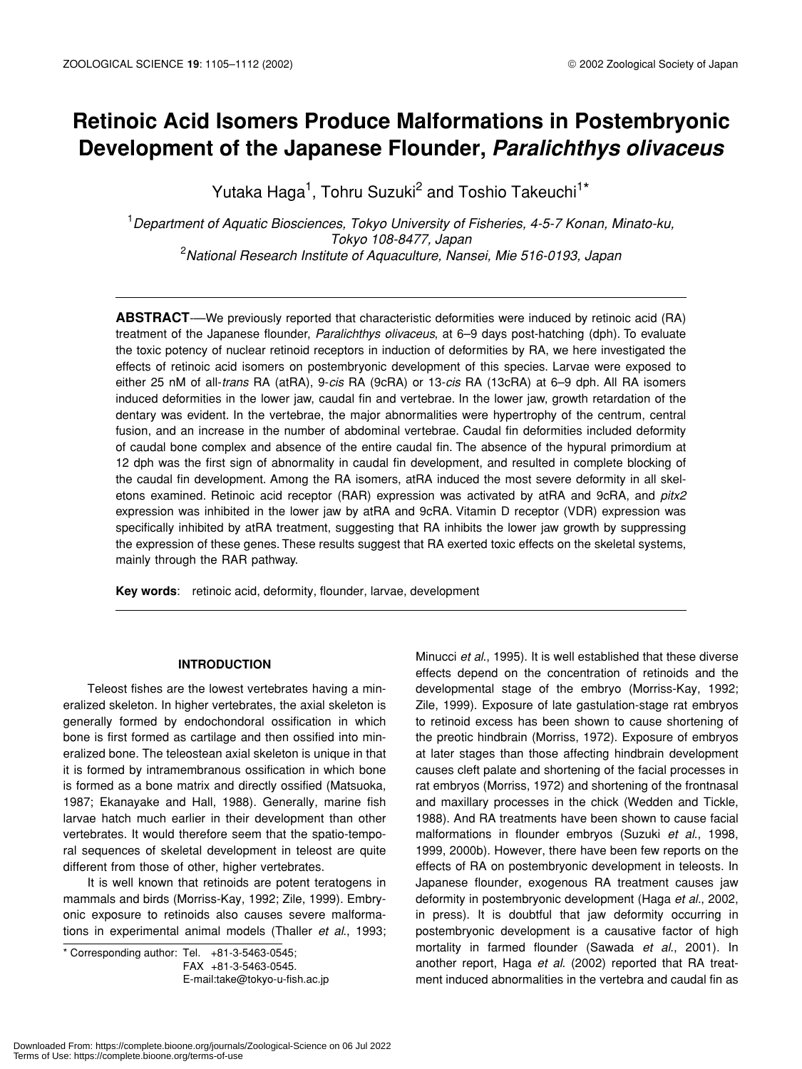# Retinoic Acid Isomers Produce Malformations in Postembryonic Development of the Japanese Flounder, *Paralichthys olivaceus*

Yutaka Haga[1], Tohru Suzuki[2] and Toshio Takeuchi[1]*

[1]*Department of Aquatic Biosciences, Tokyo University of Fisheries, 4-5-7 Konan, Minato-ku, Tokyo 108-8477, Japan*
[2]*National Research Institute of Aquaculture, Nansei, Mie 516-0193, Japan*

**ABSTRACT**—We previously reported that characteristic deformities were induced by retinoic acid (RA) treatment of the Japanese flounder, *Paralichthys olivaceus*, at 6–9 days post-hatching (dph). To evaluate the toxic potency of nuclear retinoid receptors in induction of deformities by RA, we here investigated the effects of retinoic acid isomers on postembryonic development of this species. Larvae were exposed to either 25 nM of all-*trans* RA (atRA), 9-*cis* RA (9cRA) or 13-*cis* RA (13cRA) at 6–9 dph. All RA isomers induced deformities in the lower jaw, caudal fin and vertebrae. In the lower jaw, growth retardation of the dentary was evident. In the vertebrae, the major abnormalities were hypertrophy of the centrum, central fusion, and an increase in the number of abdominal vertebrae. Caudal fin deformities included deformity of caudal bone complex and absence of the entire caudal fin. The absence of the hypural primordium at 12 dph was the first sign of abnormality in caudal fin development, and resulted in complete blocking of the caudal fin development. Among the RA isomers, atRA induced the most severe deformity in all skeletons examined. Retinoic acid receptor (RAR) expression was activated by atRA and 9cRA, and *pitx2* expression was inhibited in the lower jaw by atRA and 9cRA. Vitamin D receptor (VDR) expression was specifically inhibited by atRA treatment, suggesting that RA inhibits the lower jaw growth by suppressing the expression of these genes. These results suggest that RA exerted toxic effects on the skeletal systems, mainly through the RAR pathway.

**Key words**: retinoic acid, deformity, flounder, larvae, development

## INTRODUCTION

Teleost fishes are the lowest vertebrates having a mineralized skeleton. In higher vertebrates, the axial skeleton is generally formed by endochondoral ossification in which bone is first formed as cartilage and then ossified into mineralized bone. The teleostean axial skeleton is unique in that it is formed by intramembranous ossification in which bone is formed as a bone matrix and directly ossified (Matsuoka, 1987; Ekanayake and Hall, 1988). Generally, marine fish larvae hatch much earlier in their development than other vertebrates. It would therefore seem that the spatio-temporal sequences of skeletal development in teleost are quite different from those of other, higher vertebrates.

It is well known that retinoids are potent teratogens in mammals and birds (Morriss-Kay, 1992; Zile, 1999). Embryonic exposure to retinoids also causes severe malformations in experimental animal models (Thaller *et al.*, 1993; Minucci *et al.*, 1995). It is well established that these diverse effects depend on the concentration of retinoids and the developmental stage of the embryo (Morriss-Kay, 1992; Zile, 1999). Exposure of late gastulation-stage rat embryos to retinoid excess has been shown to cause shortening of the preotic hindbrain (Morriss, 1972). Exposure of embryos at later stages than those affecting hindbrain development causes cleft palate and shortening of the facial processes in rat embryos (Morriss, 1972) and shortening of the frontnasal and maxillary processes in the chick (Wedden and Tickle, 1988). And RA treatments have been shown to cause facial malformations in flounder embryos (Suzuki *et al.*, 1998, 1999, 2000b). However, there have been few reports on the effects of RA on postembryonic development in teleosts. In Japanese flounder, exogenous RA treatment causes jaw deformity in postembryonic development (Haga *et al.*, 2002, in press). It is doubtful that jaw deformity occurring in postembryonic development is a causative factor of high mortality in farmed flounder (Sawada *et al.*, 2001). In another report, Haga *et al.* (2002) reported that RA treatment induced abnormalities in the vertebra and caudal fin as

\* Corresponding author: Tel. +81-3-5463-0545;
FAX +81-3-5463-0545.
E-mail:take@tokyo-u-fish.ac.jp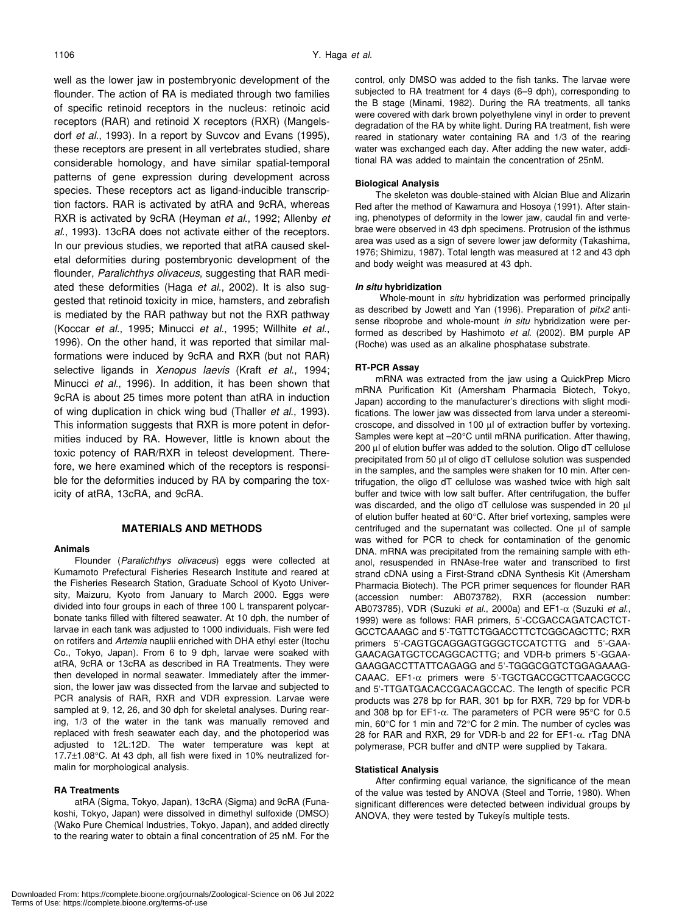well as the lower jaw in postembryonic development of the flounder. The action of RA is mediated through two families of specific retinoid receptors in the nucleus: retinoic acid receptors (RAR) and retinoid X receptors (RXR) (Mangelsdorf *et al*., 1993). In a report by Suvcov and Evans (1995), these receptors are present in all vertebrates studied, share considerable homology, and have similar spatial-temporal patterns of gene expression during development across species. These receptors act as ligand-inducible transcription factors. RAR is activated by atRA and 9cRA, whereas RXR is activated by 9cRA (Heyman *et al*., 1992; Allenby *et al*., 1993). 13cRA does not activate either of the receptors. In our previous studies, we reported that atRA caused skeletal deformities during postembryonic development of the flounder, *Paralichthys olivaceus*, suggesting that RAR mediated these deformities (Haga *et al*., 2002). It is also suggested that retinoid toxicity in mice, hamsters, and zebrafish is mediated by the RAR pathway but not the RXR pathway (Koccar *et al*., 1995; Minucci *et al*., 1995; Willhite *et al*., 1996). On the other hand, it was reported that similar malformations were induced by 9cRA and RXR (but not RAR) selective ligands in *Xenopus laevis* (Kraft *et al*., 1994; Minucci *et al*., 1996). In addition, it has been shown that 9cRA is about 25 times more potent than atRA in induction of wing duplication in chick wing bud (Thaller *et al*., 1993). This information suggests that RXR is more potent in deformities induced by RA. However, little is known about the toxic potency of RAR/RXR in teleost development. Therefore, we here examined which of the receptors is responsible for the deformities induced by RA by comparing the toxicity of atRA, 13cRA, and 9cRA.

## MATERIALS AND METHODS

### Animals

Flounder (*Paralichthys olivaceus*) eggs were collected at Kumamoto Prefectural Fisheries Research Institute and reared at the Fisheries Research Station, Graduate School of Kyoto University, Maizuru, Kyoto from January to March 2000. Eggs were divided into four groups in each of three 100 L transparent polycarbonate tanks filled with filtered seawater. At 10 dph, the number of larvae in each tank was adjusted to 1000 individuals. Fish were fed on rotifers and *Artemia* nauplii enriched with DHA ethyl ester (Itochu Co., Tokyo, Japan). From 6 to 9 dph, larvae were soaked with atRA, 9cRA or 13cRA as described in RA Treatments. They were then developed in normal seawater. Immediately after the immersion, the lower jaw was dissected from the larvae and subjected to PCR analysis of RAR, RXR and VDR expression. Larvae were sampled at 9, 12, 26, and 30 dph for skeletal analyses. During rearing, 1/3 of the water in the tank was manually removed and replaced with fresh seawater each day, and the photoperiod was adjusted to 12L:12D. The water temperature was kept at 17.7±1.08°C. At 43 dph, all fish were fixed in 10% neutralized formalin for morphological analysis.

### RA Treatments

atRA (Sigma, Tokyo, Japan), 13cRA (Sigma) and 9cRA (Funakoshi, Tokyo, Japan) were dissolved in dimethyl sulfoxide (DMSO) (Wako Pure Chemical Industries, Tokyo, Japan), and added directly to the rearing water to obtain a final concentration of 25 nM. For the control, only DMSO was added to the fish tanks. The larvae were subjected to RA treatment for 4 days (6–9 dph), corresponding to the B stage (Minami, 1982). During the RA treatments, all tanks were covered with dark brown polyethylene vinyl in order to prevent degradation of the RA by white light. During RA treatment, fish were reared in stationary water containing RA and 1/3 of the rearing water was exchanged each day. After adding the new water, additional RA was added to maintain the concentration of 25nM.

### Biological Analysis

The skeleton was double-stained with Alcian Blue and Alizarin Red after the method of Kawamura and Hosoya (1991). After staining, phenotypes of deformity in the lower jaw, caudal fin and vertebrae were observed in 43 dph specimens. Protrusion of the isthmus area was used as a sign of severe lower jaw deformity (Takashima, 1976; Shimizu, 1987). Total length was measured at 12 and 43 dph and body weight was measured at 43 dph.

### *In situ* hybridization

Whole-mount *in situ* hybridization was performed principally as described by Jowett and Yan (1996). Preparation of *pitx2* antisense riboprobe and whole-mount *in situ* hybridization were performed as described by Hashimoto *et al.* (2002). BM purple AP (Roche) was used as an alkaline phosphatase substrate.

### RT-PCR Assay

mRNA was extracted from the jaw using a QuickPrep Micro mRNA Purification Kit (Amersham Pharmacia Biotech, Tokyo, Japan) according to the manufacturer's directions with slight modifications. The lower jaw was dissected from larva under a stereomicroscope, and dissolved in 100 μl of extraction buffer by vortexing. Samples were kept at –20°C until mRNA purification. After thawing, 200 μl of elution buffer was added to the solution. Oligo dT cellulose precipitated from 50 μl of oligo dT cellulose solution was suspended in the samples, and the samples were shaken for 10 min. After centrifugation, the oligo dT cellulose was washed twice with high salt buffer and twice with low salt buffer. After centrifugation, the buffer was discarded, and the oligo dT cellulose was suspended in 20 μl of elution buffer heated at 60°C. After brief vortexing, samples were centrifuged and the supernatant was collected. One μl of sample was withed for PCR to check for contamination of the genomic DNA. mRNA was precipitated from the remaining sample with ethanol, resuspended in RNAse-free water and transcribed to first strand cDNA using a First-Strand cDNA Synthesis Kit (Amersham Pharmacia Biotech). The PCR primer sequences for flounder RAR (accession number: AB073782), RXR (accession number: AB073785), VDR (Suzuki *et al*., 2000a) and EF1-α (Suzuki *et al*., 1999) were as follows: RAR primers, 5'-CCGACCAGATCACTCT-GCCTCAAAGC and 5'-TGTTCTGGACCTTCTCGGCAGCTTC; RXR primers 5'-CAGTGCAGGAGTGGGCTCCATCTTG and 5'-GAA-GAACAGATGCTCCAGGCACTTG; and VDR-b primers 5'-GGAA-GAAGGACCTTATTCAGAGG and 5'-TGGGCGGTCTGGAGAAAG-CAAAC. EF1-α primers were 5'-TGCTGACCGCTTCAACGCCC and 5'-TTGATGACACCGACAGCCAC. The length of specific PCR products was 278 bp for RAR, 301 bp for RXR, 729 bp for VDR-b and 308 bp for EF1-α. The parameters of PCR were 95°C for 0.5 min, 60°C for 1 min and 72°C for 2 min. The number of cycles was 28 for RAR and RXR, 29 for VDR-b and 22 for EF1-α. rTag DNA polymerase, PCR buffer and dNTP were supplied by Takara.

### Statistical Analysis

After confirming equal variance, the significance of the mean of the value was tested by ANOVA (Steel and Torrie, 1980). When significant differences were detected between individual groups by ANOVA, they were tested by Tukeyís multiple tests.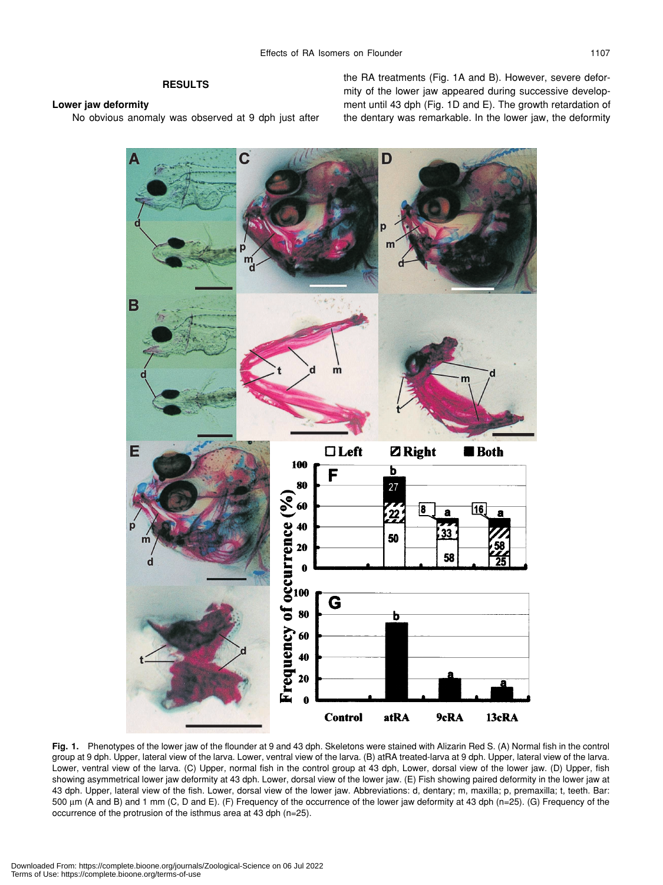## RESULTS

### Lower jaw deformity

No obvious anomaly was observed at 9 dph just after the RA treatments (Fig. 1A and B). However, severe deformity of the lower jaw appeared during successive development until 43 dph (Fig. 1D and E). The growth retardation of the dentary was remarkable. In the lower jaw, the deformity

**Fig. 1.** Phenotypes of the lower jaw of the flounder at 9 and 43 dph. Skeletons were stained with Alizarin Red S. (A) Normal fish in the control group at 9 dph. Upper, lateral view of the larva. Lower, ventral view of the larva. (B) atRA treated-larva at 9 dph. Upper, lateral view of the larva. Lower, ventral view of the larva. (C) Upper, normal fish in the control group at 43 dph, Lower, dorsal view of the lower jaw. (D) Upper, fish showing asymmetrical lower jaw deformity at 43 dph. Lower, dorsal view of the lower jaw. (E) Fish showing paired deformity in the lower jaw at 43 dph. Upper, lateral view of the fish. Lower, dorsal view of the lower jaw. Abbreviations: d, dentary; m, maxilla; p, premaxilla; t, teeth. Bar: 500 μm (A and B) and 1 mm (C, D and E). (F) Frequency of the occurrence of the lower jaw deformity at 43 dph (n=25). (G) Frequency of the occurrence of the protrusion of the isthmus area at 43 dph (n=25).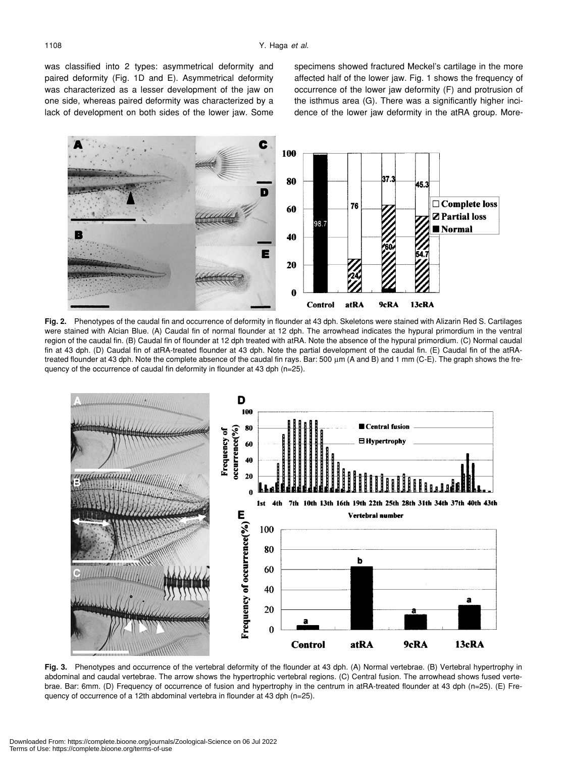was classified into 2 types: asymmetrical deformity and paired deformity (Fig. 1D and E). Asymmetrical deformity was characterized as a lesser development of the jaw on one side, whereas paired deformity was characterized by a lack of development on both sides of the lower jaw. Some specimens showed fractured Meckel's cartilage in the more affected half of the lower jaw. Fig. 1 shows the frequency of occurrence of the lower jaw deformity (F) and protrusion of the isthmus area (G). There was a significantly higher incidence of the lower jaw deformity in the atRA group. More-

**Fig. 2.** Phenotypes of the caudal fin and occurrence of deformity in flounder at 43 dph. Skeletons were stained with Alizarin Red S. Cartilages were stained with Alcian Blue. (A) Caudal fin of normal flounder at 12 dph. The arrowhead indicates the hypural primordium in the ventral region of the caudal fin. (B) Caudal fin of flounder at 12 dph treated with atRA. Note the absence of the hypural primordium. (C) Normal caudal fin at 43 dph. (D) Caudal fin of atRA-treated flounder at 43 dph. Note the partial development of the caudal fin. (E) Caudal fin of the atRA-treated flounder at 43 dph. Note the complete absence of the caudal fin rays. Bar: 500 µm (A and B) and 1 mm (C-E). The graph shows the frequency of the occurrence of caudal fin deformity in flounder at 43 dph (n=25).

**Fig. 3.** Phenotypes and occurrence of the vertebral deformity of the flounder at 43 dph. (A) Normal vertebrae. (B) Vertebral hypertrophy in abdominal and caudal vertebrae. The arrow shows the hypertrophic vertebral regions. (C) Central fusion. The arrowhead shows fused vertebrae. Bar: 6mm. (D) Frequency of occurrence of fusion and hypertrophy in the centrum in atRA-treated flounder at 43 dph (n=25). (E) Frequency of occurrence of a 12th abdominal vertebra in flounder at 43 dph (n=25).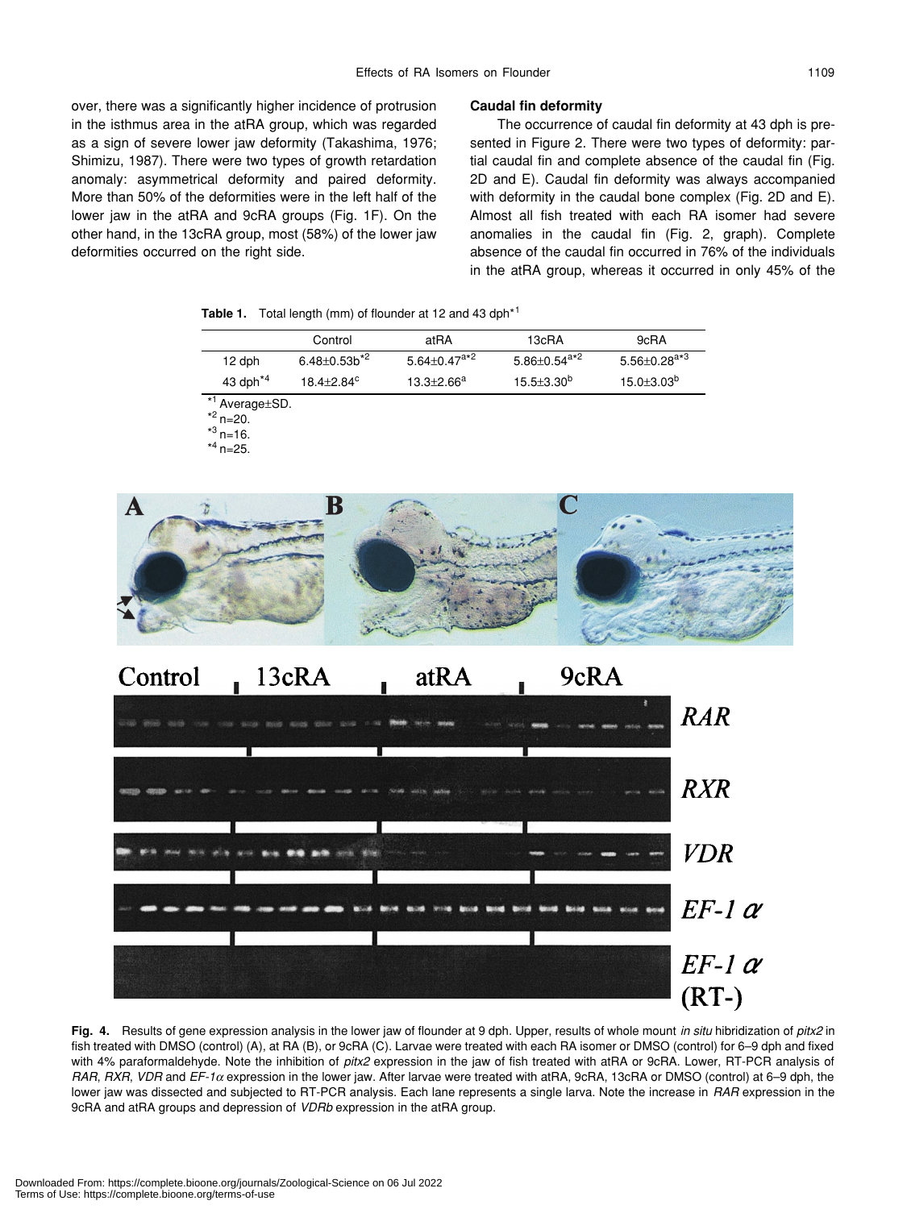over, there was a significantly higher incidence of protrusion in the isthmus area in the atRA group, which was regarded as a sign of severe lower jaw deformity (Takashima, 1976; Shimizu, 1987). There were two types of growth retardation anomaly: asymmetrical deformity and paired deformity. More than 50% of the deformities were in the left half of the lower jaw in the atRA and 9cRA groups (Fig. 1F). On the other hand, in the 13cRA group, most (58%) of the lower jaw deformities occurred on the right side.

### Caudal fin deformity

The occurrence of caudal fin deformity at 43 dph is presented in Figure 2. There were two types of deformity: partial caudal fin and complete absence of the caudal fin (Fig. 2D and E). Caudal fin deformity was always accompanied with deformity in the caudal bone complex (Fig. 2D and E). Almost all fish treated with each RA isomer had severe anomalies in the caudal fin (Fig. 2, graph). Complete absence of the caudal fin occurred in 76% of the individuals in the atRA group, whereas it occurred in only 45% of the

**Table 1.** Total length (mm) of flounder at 12 and 43 dph*1

| | Control | atRA | 13cRA | 9cRA |
|---|---|---|---|---|
| 12 dph | 6.48±0.53b*2 | 5.64±0.47a*2 | 5.86±0.54a*2 | 5.56±0.28a*3 |
| 43 dph*4 | 18.4±2.84c | 13.3±2.66a | 15.5±3.30b | 15.0±3.03b |

*1 Average±SD.
*2 n=20.
*3 n=16.
*4 n=25.

**Fig. 4.** Results of gene expression analysis in the lower jaw of flounder at 9 dph. Upper, results of whole mount *in situ* hibridization of *pitx2* in fish treated with DMSO (control) (A), at RA (B), or 9cRA (C). Larvae were treated with each RA isomer or DMSO (control) for 6–9 dph and fixed with 4% paraformaldehyde. Note the inhibition of *pitx2* expression in the jaw of fish treated with atRA or 9cRA. Lower, RT-PCR analysis of *RAR*, *RXR*, *VDR* and *EF-1α* expression in the lower jaw. After larvae were treated with atRA, 9cRA, 13cRA or DMSO (control) at 6–9 dph, the lower jaw was dissected and subjected to RT-PCR analysis. Each lane represents a single larva. Note the increase in *RAR* expression in the 9cRA and atRA groups and depression of *VDRb* expression in the atRA group.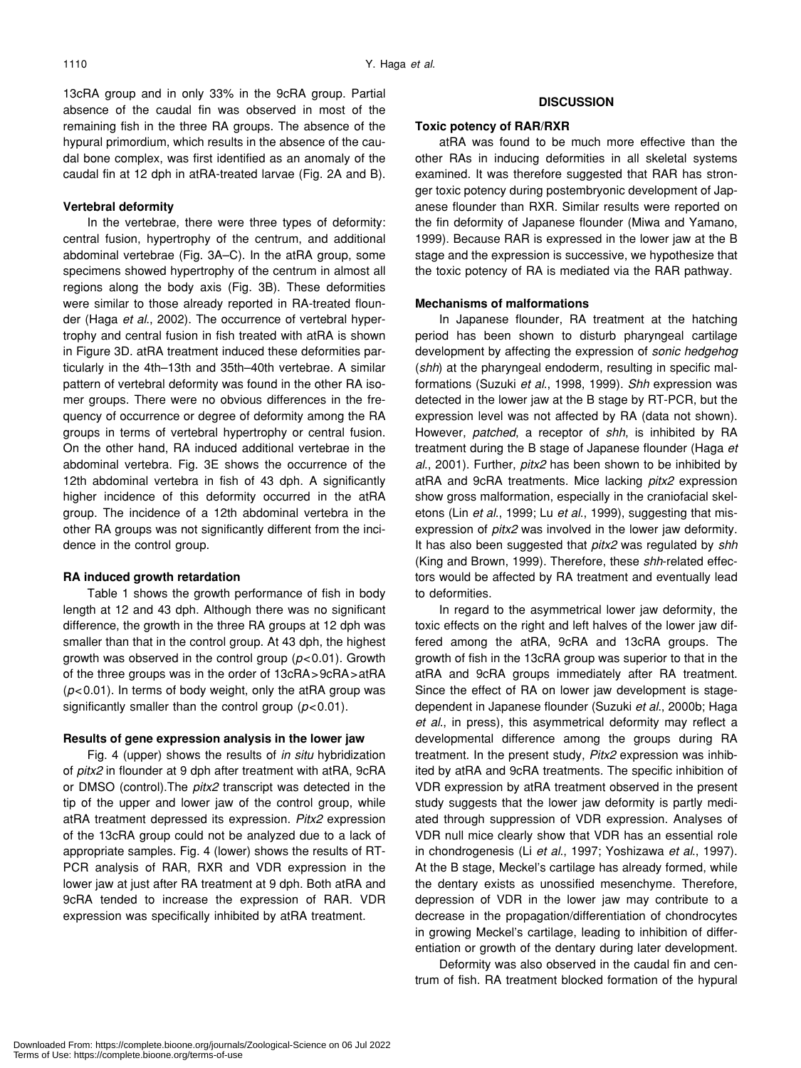13cRA group and in only 33% in the 9cRA group. Partial absence of the caudal fin was observed in most of the remaining fish in the three RA groups. The absence of the hypural primordium, which results in the absence of the caudal bone complex, was first identified as an anomaly of the caudal fin at 12 dph in atRA-treated larvae (Fig. 2A and B).

### Vertebral deformity

In the vertebrae, there were three types of deformity: central fusion, hypertrophy of the centrum, and additional abdominal vertebrae (Fig. 3A–C). In the atRA group, some specimens showed hypertrophy of the centrum in almost all regions along the body axis (Fig. 3B). These deformities were similar to those already reported in RA-treated flounder (Haga *et al*., 2002). The occurrence of vertebral hypertrophy and central fusion in fish treated with atRA is shown in Figure 3D. atRA treatment induced these deformities particularly in the 4th–13th and 35th–40th vertebrae. A similar pattern of vertebral deformity was found in the other RA isomer groups. There were no obvious differences in the frequency of occurrence or degree of deformity among the RA groups in terms of vertebral hypertrophy or central fusion. On the other hand, RA induced additional vertebrae in the abdominal vertebra. Fig. 3E shows the occurrence of the 12th abdominal vertebra in fish of 43 dph. A significantly higher incidence of this deformity occurred in the atRA group. The incidence of a 12th abdominal vertebra in the other RA groups was not significantly different from the incidence in the control group.

### RA induced growth retardation

Table 1 shows the growth performance of fish in body length at 12 and 43 dph. Although there was no significant difference, the growth in the three RA groups at 12 dph was smaller than that in the control group. At 43 dph, the highest growth was observed in the control group ($p<0.01$). Growth of the three groups was in the order of 13cRA>9cRA>atRA ($p<0.01$). In terms of body weight, only the atRA group was significantly smaller than the control group ($p<0.01$).

### Results of gene expression analysis in the lower jaw

Fig. 4 (upper) shows the results of *in situ* hybridization of *pitx2* in flounder at 9 dph after treatment with atRA, 9cRA or DMSO (control).The *pitx2* transcript was detected in the tip of the upper and lower jaw of the control group, while atRA treatment depressed its expression. *Pitx2* expression of the 13cRA group could not be analyzed due to a lack of appropriate samples. Fig. 4 (lower) shows the results of RT-PCR analysis of RAR, RXR and VDR expression in the lower jaw at just after RA treatment at 9 dph. Both atRA and 9cRA tended to increase the expression of RAR. VDR expression was specifically inhibited by atRA treatment.

## DISCUSSION

### Toxic potency of RAR/RXR

atRA was found to be much more effective than the other RAs in inducing deformities in all skeletal systems examined. It was therefore suggested that RAR has stronger toxic potency during postembryonic development of Japanese flounder than RXR. Similar results were reported on the fin deformity of Japanese flounder (Miwa and Yamano, 1999). Because RAR is expressed in the lower jaw at the B stage and the expression is successive, we hypothesize that the toxic potency of RA is mediated via the RAR pathway.

### Mechanisms of malformations

In Japanese flounder, RA treatment at the hatching period has been shown to disturb pharyngeal cartilage development by affecting the expression of *sonic hedgehog* (*shh*) at the pharyngeal endoderm, resulting in specific malformations (Suzuki *et al*., 1998, 1999). *Shh* expression was detected in the lower jaw at the B stage by RT-PCR, but the expression level was not affected by RA (data not shown). However, *patched*, a receptor of *shh*, is inhibited by RA treatment during the B stage of Japanese flounder (Haga *et al*., 2001). Further, *pitx2* has been shown to be inhibited by atRA and 9cRA treatments. Mice lacking *pitx2* expression show gross malformation, especially in the craniofacial skeletons (Lin *et al*., 1999; Lu *et al*., 1999), suggesting that misexpression of *pitx2* was involved in the lower jaw deformity. It has also been suggested that *pitx2* was regulated by *shh* (King and Brown, 1999). Therefore, these *shh*-related effectors would be affected by RA treatment and eventually lead to deformities.

In regard to the asymmetrical lower jaw deformity, the toxic effects on the right and left halves of the lower jaw differed among the atRA, 9cRA and 13cRA groups. The growth of fish in the 13cRA group was superior to that in the atRA and 9cRA groups immediately after RA treatment. Since the effect of RA on lower jaw development is stage-dependent in Japanese flounder (Suzuki *et al*., 2000b; Haga *et al*., in press), this asymmetrical deformity may reflect a developmental difference among the groups during RA treatment. In the present study, *Pitx2* expression was inhibited by atRA and 9cRA treatments. The specific inhibition of VDR expression by atRA treatment observed in the present study suggests that the lower jaw deformity is partly mediated through suppression of VDR expression. Analyses of VDR null mice clearly show that VDR has an essential role in chondrogenesis (Li *et al*., 1997; Yoshizawa *et al*., 1997). At the B stage, Meckel's cartilage has already formed, while the dentary exists as unossified mesenchyme. Therefore, depression of VDR in the lower jaw may contribute to a decrease in the propagation/differentiation of chondrocytes in growing Meckel's cartilage, leading to inhibition of differentiation or growth of the dentary during later development.

Deformity was also observed in the caudal fin and centrum of fish. RA treatment blocked formation of the hypural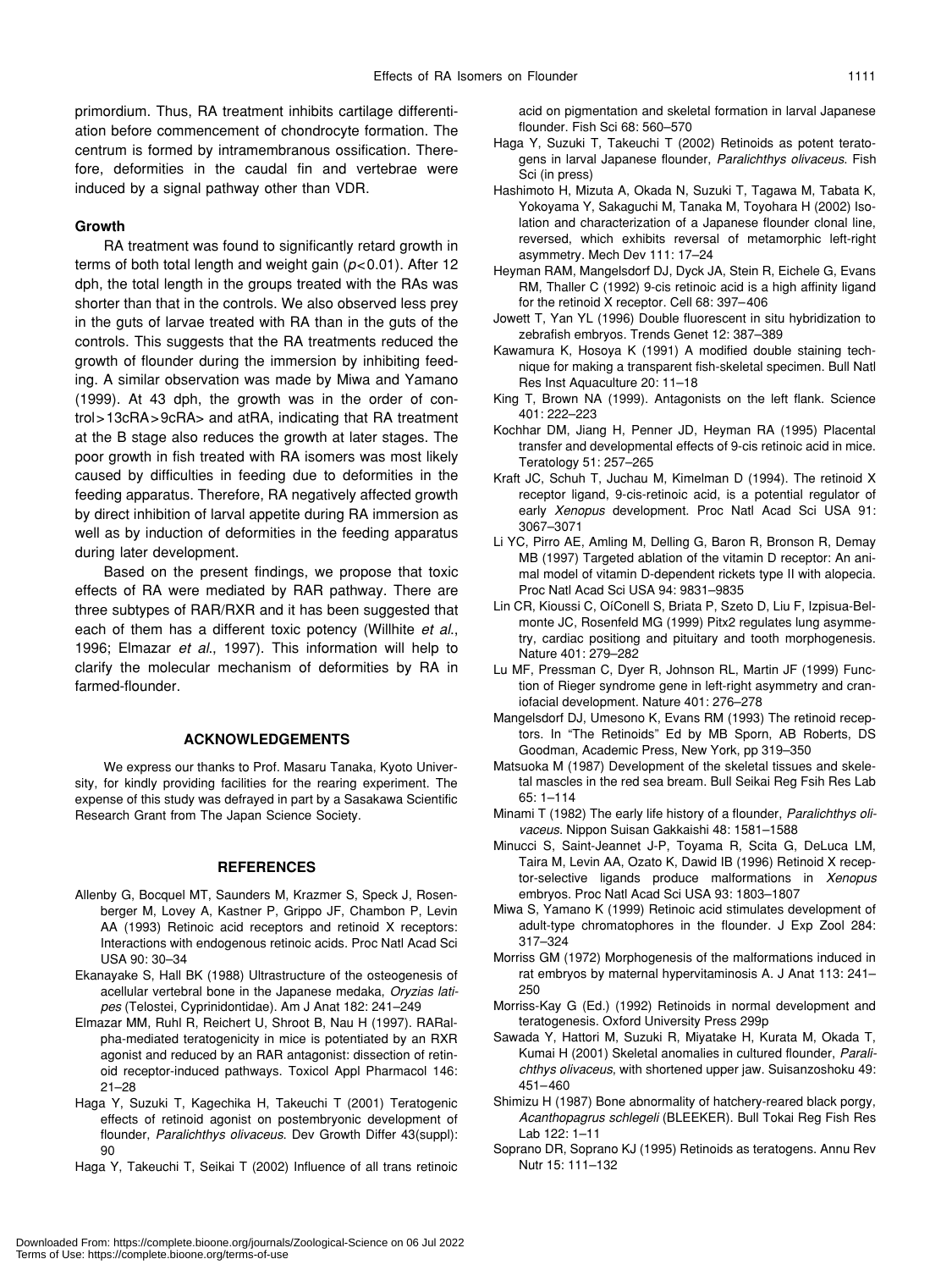primordium. Thus, RA treatment inhibits cartilage differentiation before commencement of chondrocyte formation. The centrum is formed by intramembranous ossification. Therefore, deformities in the caudal fin and vertebrae were induced by a signal pathway other than VDR.

### Growth

RA treatment was found to significantly retard growth in terms of both total length and weight gain ($p<0.01$). After 12 dph, the total length in the groups treated with the RAs was shorter than that in the controls. We also observed less prey in the guts of larvae treated with RA than in the guts of the controls. This suggests that the RA treatments reduced the growth of flounder during the immersion by inhibiting feeding. A similar observation was made by Miwa and Yamano (1999). At 43 dph, the growth was in the order of control>13cRA>9cRA> and atRA, indicating that RA treatment at the B stage also reduces the growth at later stages. The poor growth in fish treated with RA isomers was most likely caused by difficulties in feeding due to deformities in the feeding apparatus. Therefore, RA negatively affected growth by direct inhibition of larval appetite during RA immersion as well as by induction of deformities in the feeding apparatus during later development.

Based on the present findings, we propose that toxic effects of RA were mediated by RAR pathway. There are three subtypes of RAR/RXR and it has been suggested that each of them has a different toxic potency (Willhite *et al*., 1996; Elmazar *et al*., 1997). This information will help to clarify the molecular mechanism of deformities by RA in farmed-flounder.

## ACKNOWLEDGEMENTS

We express our thanks to Prof. Masaru Tanaka, Kyoto University, for kindly providing facilities for the rearing experiment. The expense of this study was defrayed in part by a Sasakawa Scientific Research Grant from The Japan Science Society.

## REFERENCES

Allenby G, Bocquel MT, Saunders M, Krazmer S, Speck J, Rosenberger M, Lovey A, Kastner P, Grippo JF, Chambon P, Levin AA (1993) Retinoic acid receptors and retinoid X receptors: Interactions with endogenous retinoic acids. Proc Natl Acad Sci USA 90: 30–34

Ekanayake S, Hall BK (1988) Ultrastructure of the osteogenesis of acellular vertebral bone in the Japanese medaka, *Oryzias latipes* (Telostei, Cyprinidontidae). Am J Anat 182: 241–249

Elmazar MM, Ruhl R, Reichert U, Shroot B, Nau H (1997). RARalpha-mediated teratogenicity in mice is potentiated by an RXR agonist and reduced by an RAR antagonist: dissection of retinoid receptor-induced pathways. Toxicol Appl Pharmacol 146: 21–28

Haga Y, Suzuki T, Kagechika H, Takeuchi T (2001) Teratogenic effects of retinoid agonist on postembryonic development of flounder, *Paralichthys olivaceus.* Dev Growth Differ 43(suppl): 90

Haga Y, Takeuchi T, Seikai T (2002) Influence of all trans retinoic acid on pigmentation and skeletal formation in larval Japanese flounder. Fish Sci 68: 560–570

Haga Y, Suzuki T, Takeuchi T (2002) Retinoids as potent teratogens in larval Japanese flounder, *Paralichthys olivaceus*. Fish Sci (in press)

Hashimoto H, Mizuta A, Okada N, Suzuki T, Tagawa M, Tabata K, Yokoyama Y, Sakaguchi M, Tanaka M, Toyohara H (2002) Isolation and characterization of a Japanese flounder clonal line, reversed, which exhibits reversal of metamorphic left-right asymmetry. Mech Dev 111: 17–24

Heyman RAM, Mangelsdorf DJ, Dyck JA, Stein R, Eichele G, Evans RM, Thaller C (1992) 9-cis retinoic acid is a high affinity ligand for the retinoid X receptor. Cell 68: 397–406

Jowett T, Yan YL (1996) Double fluorescent in situ hybridization to zebrafish embryos. Trends Genet 12: 387–389

Kawamura K, Hosoya K (1991) A modified double staining technique for making a transparent fish-skeletal specimen. Bull Natl Res Inst Aquaculture 20: 11–18

King T, Brown NA (1999). Antagonists on the left flank. Science 401: 222–223

Kochhar DM, Jiang H, Penner JD, Heyman RA (1995) Placental transfer and developmental effects of 9-cis retinoic acid in mice. Teratology 51: 257–265

Kraft JC, Schuh T, Juchau M, Kimelman D (1994). The retinoid X receptor ligand, 9-cis-retinoic acid, is a potential regulator of early *Xenopus* development. Proc Natl Acad Sci USA 91: 3067–3071

Li YC, Pirro AE, Amling M, Delling G, Baron R, Bronson R, Demay MB (1997) Targeted ablation of the vitamin D receptor: An animal model of vitamin D-dependent rickets type II with alopecia. Proc Natl Acad Sci USA 94: 9831–9835

Lin CR, Kioussi C, OíConell S, Briata P, Szeto D, Liu F, Izpisua-Belmonte JC, Rosenfeld MG (1999) Pitx2 regulates lung asymmetry, cardiac positiong and pituitary and tooth morphogenesis. Nature 401: 279–282

Lu MF, Pressman C, Dyer R, Johnson RL, Martin JF (1999) Function of Rieger syndrome gene in left-right asymmetry and craniofacial development. Nature 401: 276–278

Mangelsdorf DJ, Umesono K, Evans RM (1993) The retinoid receptors. In "The Retinoids" Ed by MB Sporn, AB Roberts, DS Goodman, Academic Press, New York, pp 319–350

Matsuoka M (1987) Development of the skeletal tissues and skeletal mascles in the red sea bream. Bull Seikai Reg Fsih Res Lab 65: 1–114

Minami T (1982) The early life history of a flounder, *Paralichthys olivaceus.* Nippon Suisan Gakkaishi 48: 1581–1588

Minucci S, Saint-Jeannet J-P, Toyama R, Scita G, DeLuca LM, Taira M, Levin AA, Ozato K, Dawid IB (1996) Retinoid X receptor-selective ligands produce malformations in *Xenopus* embryos. Proc Natl Acad Sci USA 93: 1803–1807

Miwa S, Yamano K (1999) Retinoic acid stimulates development of adult-type chromatophores in the flounder. J Exp Zool 284: 317–324

Morriss GM (1972) Morphogenesis of the malformations induced in rat embryos by maternal hypervitaminosis A. J Anat 113: 241–250

Morriss-Kay G (Ed.) (1992) Retinoids in normal development and teratogenesis. Oxford University Press 299p

Sawada Y, Hattori M, Suzuki R, Miyatake H, Kurata M, Okada T, Kumai H (2001) Skeletal anomalies in cultured flounder, *Paralichthys olivaceus*, with shortened upper jaw. Suisanzoshoku 49: 451–460

Shimizu H (1987) Bone abnormality of hatchery-reared black porgy, *Acanthopagrus schlegeli* (BLEEKER). Bull Tokai Reg Fish Res Lab 122: 1–11

Soprano DR, Soprano KJ (1995) Retinoids as teratogens. Annu Rev Nutr 15: 111–132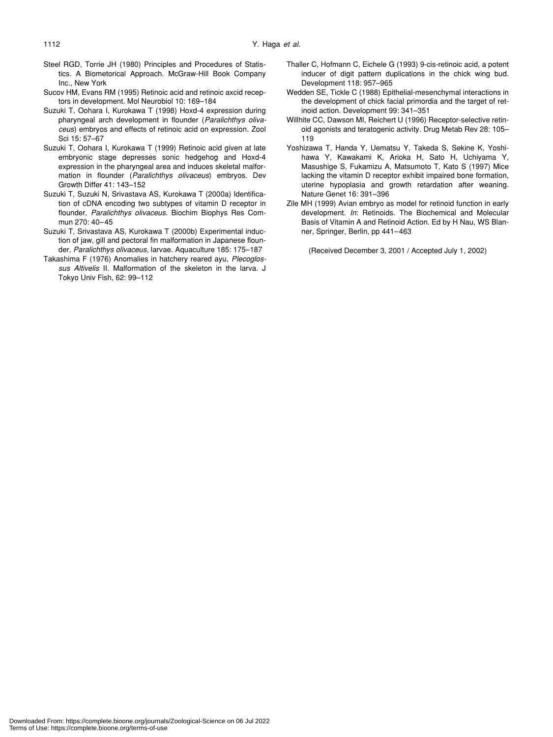Steel RGD, Torrie JH (1980) Principles and Procedures of Statistics. A Biometorical Approach. McGraw-Hill Book Company Inc., New York

Sucov HM, Evans RM (1995) Retinoic acid and retinoic axcid receptors in development. Mol Neurobiol 10: 169–184

Suzuki T, Oohara I, Kurokawa T (1998) Hoxd-4 expression during pharyngeal arch development in flounder (*Paralichthys olivaceus*) embryos and effects of retinoic acid on expression. Zool Sci 15: 57–67

Suzuki T, Oohara I, Kurokawa T (1999) Retinoic acid given at late embryonic stage depresses sonic hedgehog and Hoxd-4 expression in the pharyngeal area and induces skeletal malformation in flounder (*Paralichthys olivaceus*) embryos. Dev Growth Differ 41: 143–152

Suzuki T, Suzuki N, Srivastava AS, Kurokawa T (2000a) Identification of cDNA encoding two subtypes of vitamin D receptor in flounder, *Paralichthys olivaceus.* Biochim Biophys Res Commun 270: 40–45

Suzuki T, Srivastava AS, Kurokawa T (2000b) Experimental induction of jaw, gill and pectoral fin malformation in Japanese flounder, *Paralichthys olivaceus*, larvae. Aquaculture 185: 175–187

Takashima F (1976) Anomalies in hatchery reared ayu, *Plecoglossus Altivelis* II. Malformation of the skeleton in the larva. J Tokyo Univ Fish, 62: 99–112

Thaller C, Hofmann C, Eichele G (1993) 9-cis-retinoic acid, a potent inducer of digit pattern duplications in the chick wing bud. Development 118: 957–965

Wedden SE, Tickle C (1988) Epithelial-mesenchymal interactions in the development of chick facial primordia and the target of retinoid action. Development 99: 341–351

Willhite CC, Dawson MI, Reichert U (1996) Receptor-selective retinoid agonists and teratogenic activity. Drug Metab Rev 28: 105–119

Yoshizawa T, Handa Y, Uematsu Y, Takeda S, Sekine K, Yoshihawa Y, Kawakami K, Arioka H, Sato H, Uchiyama Y, Masushige S, Fukamizu A, Matsumoto T, Kato S (1997) Mice lacking the vitamin D receptor exhibit impaired bone formation, uterine hypoplasia and growth retardation after weaning. Nature Genet 16: 391–396

Zile MH (1999) Avian embryo as model for retinoid function in early development. *In*: Retinoids. The Biochemical and Molecular Basis of Vitamin A and Retinoid Action. Ed by H Nau, WS Blanner, Springer, Berlin, pp 441–463

(Received December 3, 2001 / Accepted July 1, 2002)